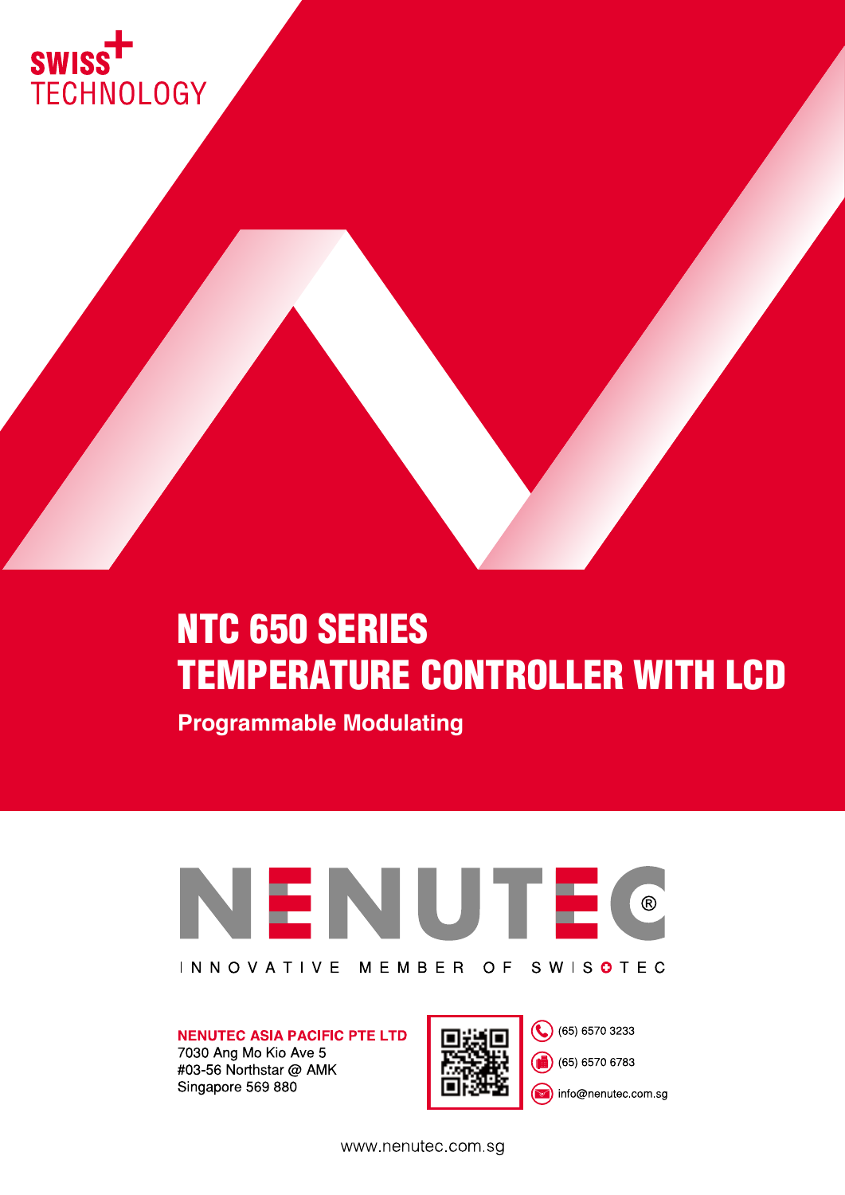SWISS TECHNOLOGY

# NTC 650 SERIES
# TEMPERATURE CONTROLLER WITH LCD

**Programmable Modulating**

NENUTEC®

INNOVATIVE MEMBER OF SWISSTEC

**NENUTEC ASIA PACIFIC PTE LTD**
7030 Ang Mo Kio Ave 5
#03-56 Northstar @ AMK
Singapore 569 880

(65) 6570 3233
(65) 6570 6783
info@nenutec.com.sg

www.nenutec.com.sg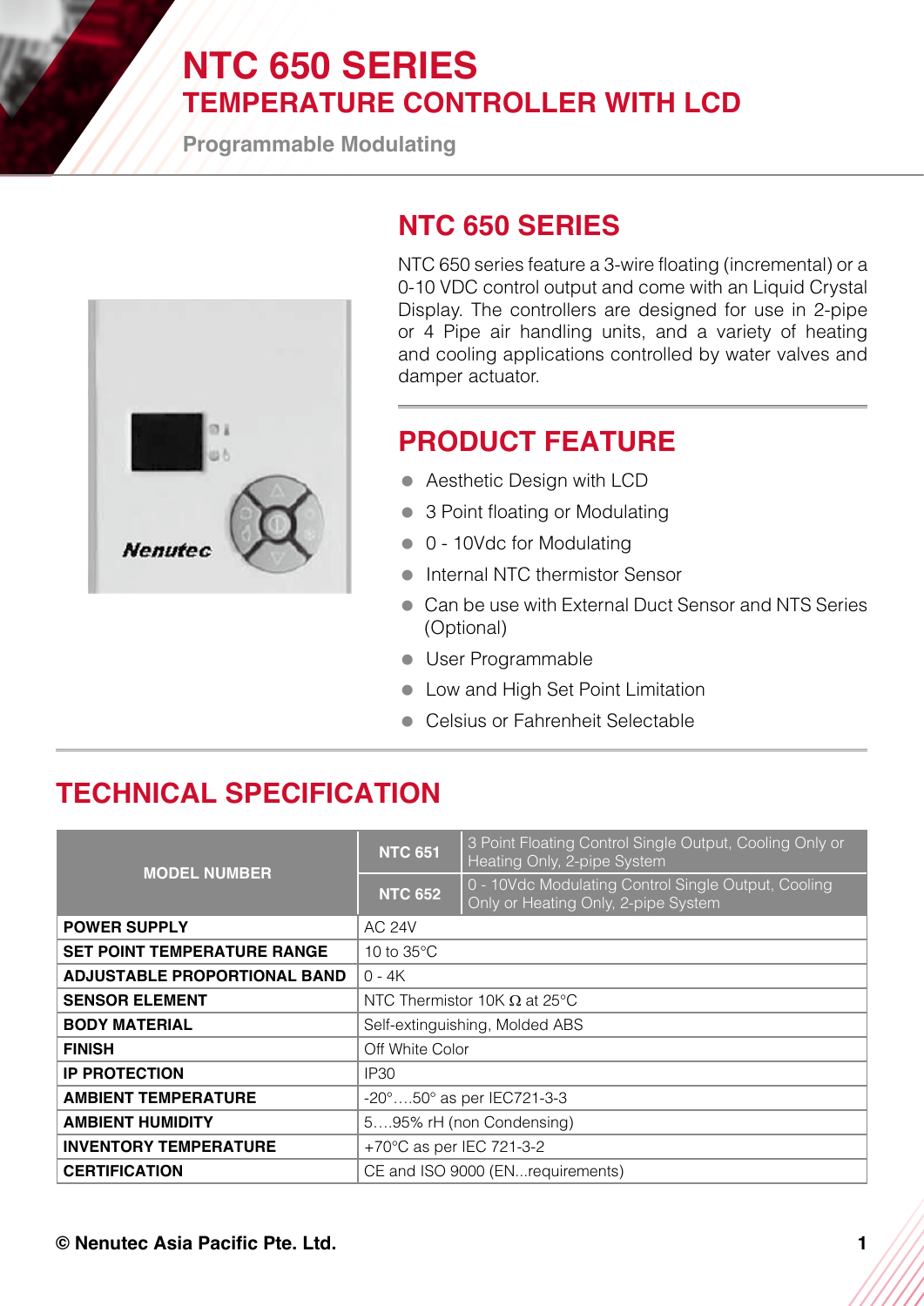# NTC 650 SERIES
## TEMPERATURE CONTROLLER WITH LCD

**Programmable Modulating**

## NTC 650 SERIES

NTC 650 series feature a 3-wire floating (incremental) or a 0-10 VDC control output and come with an Liquid Crystal Display. The controllers are designed for use in 2-pipe or 4 Pipe air handling units, and a variety of heating and cooling applications controlled by water valves and damper actuator.

## PRODUCT FEATURE

- Aesthetic Design with LCD
- 3 Point floating or Modulating
- 0 - 10Vdc for Modulating
- Internal NTC thermistor Sensor
- Can be use with External Duct Sensor and NTS Series (Optional)
- User Programmable
- Low and High Set Point Limitation
- Celsius or Fahrenheit Selectable

## TECHNICAL SPECIFICATION

| MODEL NUMBER | NTC 651 | 3 Point Floating Control Single Output, Cooling Only or Heating Only, 2-pipe System |
|---|---|---|
| | NTC 652 | 0 - 10Vdc Modulating Control Single Output, Cooling Only or Heating Only, 2-pipe System |
| **POWER SUPPLY** | AC 24V | |
| **SET POINT TEMPERATURE RANGE** | 10 to 35°C | |
| **ADJUSTABLE PROPORTIONAL BAND** | 0 - 4K | |
| **SENSOR ELEMENT** | NTC Thermistor 10K Ω at 25°C | |
| **BODY MATERIAL** | Self-extinguishing, Molded ABS | |
| **FINISH** | Off White Color | |
| **IP PROTECTION** | IP30 | |
| **AMBIENT TEMPERATURE** | -20°….50° as per IEC721-3-3 | |
| **AMBIENT HUMIDITY** | 5….95% rH (non Condensing) | |
| **INVENTORY TEMPERATURE** | +70°C as per IEC 721-3-2 | |
| **CERTIFICATION** | CE and ISO 9000 (EN...requirements) | |

**© Nenutec Asia Pacific Pte. Ltd.**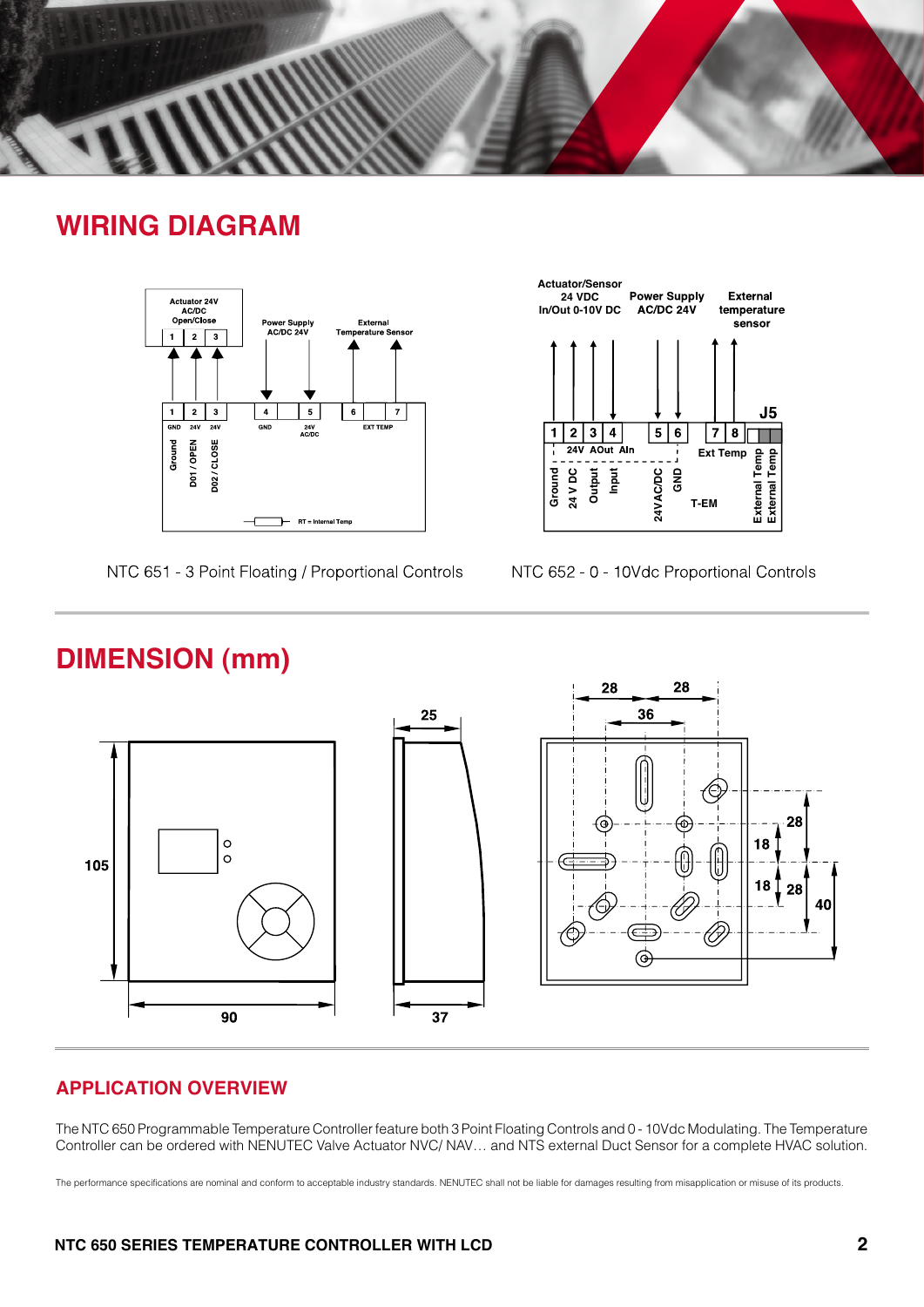## WIRING DIAGRAM

Actuator 24V AC/DC Open/Close

1 2 3

Power Supply AC/DC 24V

External Temperature Sensor

1 2 3 4 5 6 7

GND 24V 24V GND 24V AC/DC EXT TEMP

Ground D01 / OPEN D02 / CLOSE

RT = Internal Temp

NTC 651 - 3 Point Floating / Proportional Controls

Actuator/Sensor 24 VDC In/Out 0-10V DC

Power Supply AC/DC 24V

External temperature sensor

J5

1 2 3 4 5 6 7 8

24V AOut AIn

Ext Temp

Ground 24 V DC Output Input 24VAC/DC GND

T-EM

External Temp External Temp

NTC 652 - 0 - 10Vdc Proportional Controls

## DIMENSION (mm)

105

90

25

37

28 28

36

28

18

18 28

40

## APPLICATION OVERVIEW

The NTC 650 Programmable Temperature Controller feature both 3 Point Floating Controls and 0 - 10Vdc Modulating. The Temperature Controller can be ordered with NENUTEC Valve Actuator NVC/ NAV… and NTS external Duct Sensor for a complete HVAC solution.

The performance specifications are nominal and conform to acceptable industry standards. NENUTEC shall not be liable for damages resulting from misapplication or misuse of its products.